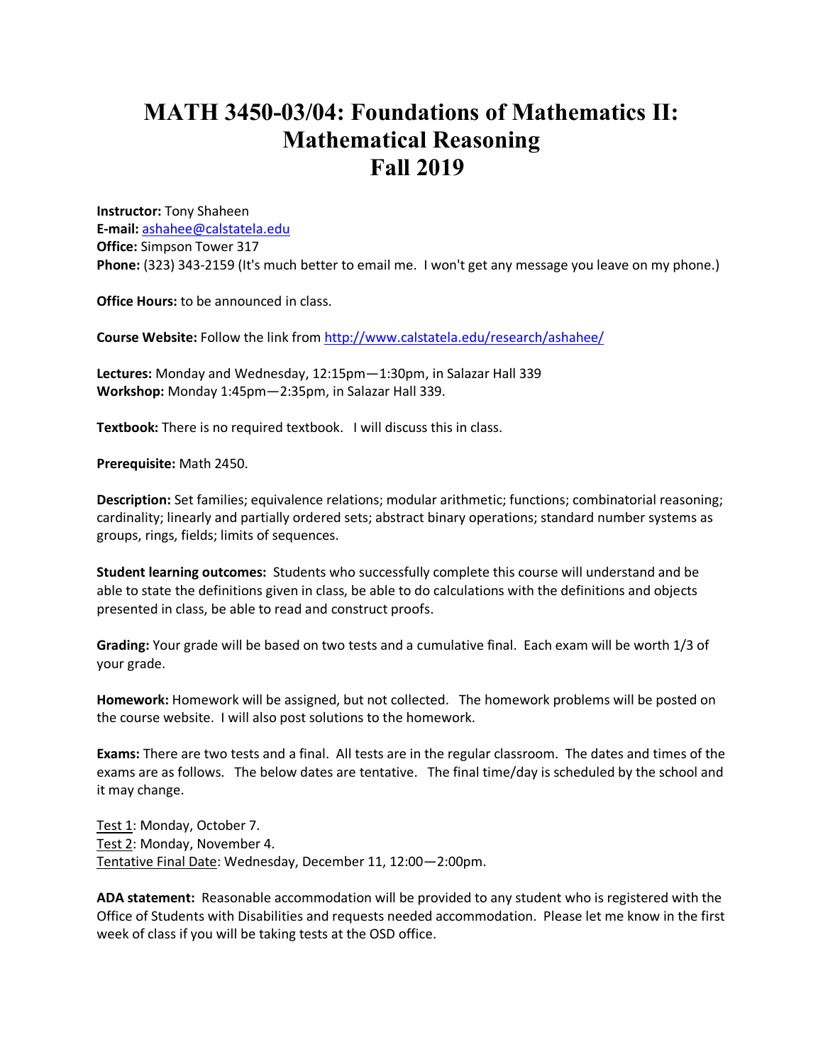# MATH 3450-03/04: Foundations of Mathematics II: Mathematical Reasoning Fall 2019

**Instructor:** Tony Shaheen
**E-mail:** ashahee@calstatela.edu
**Office:** Simpson Tower 317
**Phone:** (323) 343-2159 (It's much better to email me. I won't get any message you leave on my phone.)

**Office Hours:** to be announced in class.

**Course Website:** Follow the link from http://www.calstatela.edu/research/ashahee/

**Lectures:** Monday and Wednesday, 12:15pm—1:30pm, in Salazar Hall 339
**Workshop:** Monday 1:45pm—2:35pm, in Salazar Hall 339.

**Textbook:** There is no required textbook. I will discuss this in class.

**Prerequisite:** Math 2450.

**Description:** Set families; equivalence relations; modular arithmetic; functions; combinatorial reasoning; cardinality; linearly and partially ordered sets; abstract binary operations; standard number systems as groups, rings, fields; limits of sequences.

**Student learning outcomes:** Students who successfully complete this course will understand and be able to state the definitions given in class, be able to do calculations with the definitions and objects presented in class, be able to read and construct proofs.

**Grading:** Your grade will be based on two tests and a cumulative final. Each exam will be worth 1/3 of your grade.

**Homework:** Homework will be assigned, but not collected. The homework problems will be posted on the course website. I will also post solutions to the homework.

**Exams:** There are two tests and a final. All tests are in the regular classroom. The dates and times of the exams are as follows. The below dates are tentative. The final time/day is scheduled by the school and it may change.

Test 1: Monday, October 7.
Test 2: Monday, November 4.
Tentative Final Date: Wednesday, December 11, 12:00—2:00pm.

**ADA statement:** Reasonable accommodation will be provided to any student who is registered with the Office of Students with Disabilities and requests needed accommodation. Please let me know in the first week of class if you will be taking tests at the OSD office.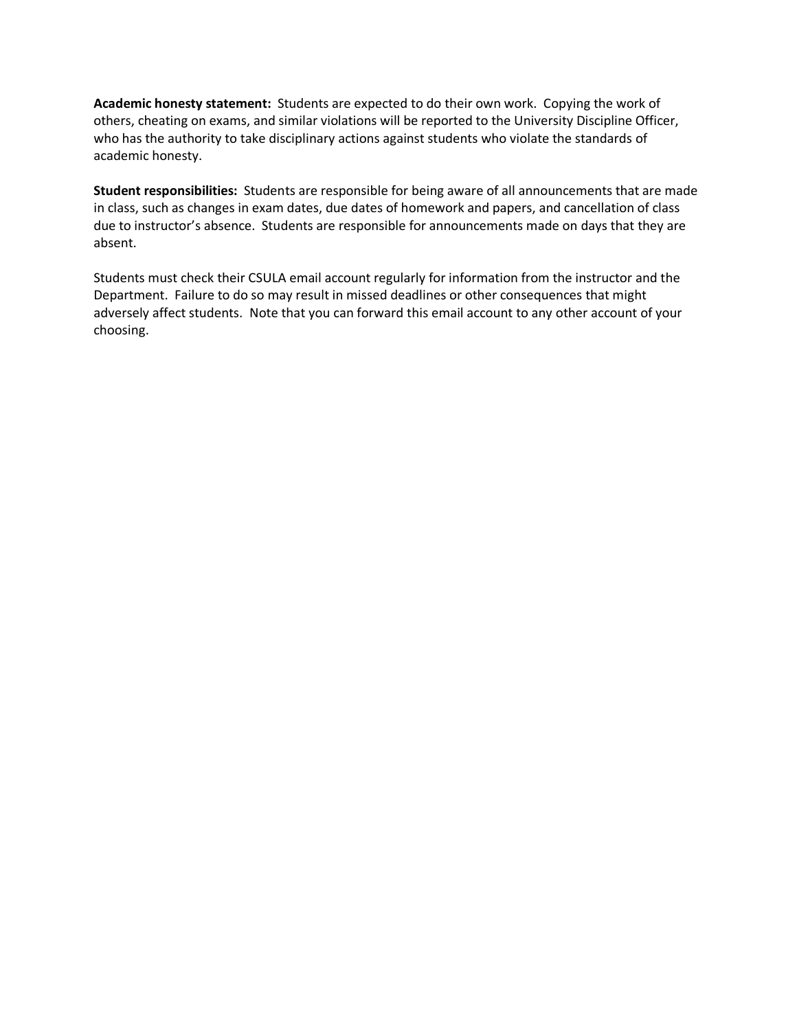**Academic honesty statement:** Students are expected to do their own work. Copying the work of others, cheating on exams, and similar violations will be reported to the University Discipline Officer, who has the authority to take disciplinary actions against students who violate the standards of academic honesty.

**Student responsibilities:** Students are responsible for being aware of all announcements that are made in class, such as changes in exam dates, due dates of homework and papers, and cancellation of class due to instructor's absence. Students are responsible for announcements made on days that they are absent.

Students must check their CSULA email account regularly for information from the instructor and the Department. Failure to do so may result in missed deadlines or other consequences that might adversely affect students. Note that you can forward this email account to any other account of your choosing.